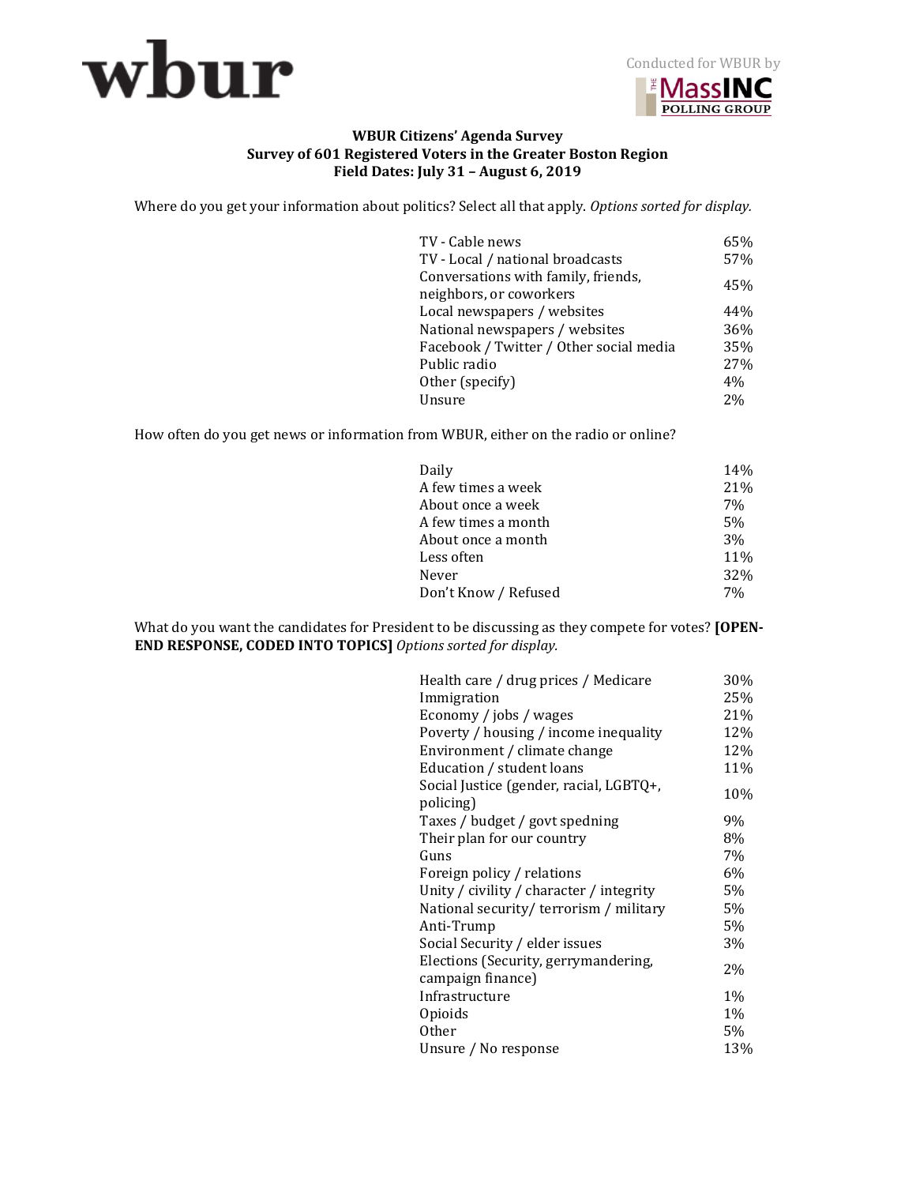wbur

Conducted for WBUR by THE MassINC POLLING GROUP

**WBUR Citizens' Agenda Survey**
**Survey of 601 Registered Voters in the Greater Boston Region**
**Field Dates: July 31 – August 6, 2019**

Where do you get your information about politics? Select all that apply. *Options sorted for display.*

| | |
|---|---|
| TV - Cable news | 65% |
| TV - Local / national broadcasts | 57% |
| Conversations with family, friends, neighbors, or coworkers | 45% |
| Local newspapers / websites | 44% |
| National newspapers / websites | 36% |
| Facebook / Twitter / Other social media | 35% |
| Public radio | 27% |
| Other (specify) | 4% |
| Unsure | 2% |

How often do you get news or information from WBUR, either on the radio or online?

| | |
|---|---|
| Daily | 14% |
| A few times a week | 21% |
| About once a week | 7% |
| A few times a month | 5% |
| About once a month | 3% |
| Less often | 11% |
| Never | 32% |
| Don't Know / Refused | 7% |

What do you want the candidates for President to be discussing as they compete for votes? **[OPEN-END RESPONSE, CODED INTO TOPICS]** *Options sorted for display.*

| | |
|---|---|
| Health care / drug prices / Medicare | 30% |
| Immigration | 25% |
| Economy / jobs / wages | 21% |
| Poverty / housing / income inequality | 12% |
| Environment / climate change | 12% |
| Education / student loans | 11% |
| Social Justice (gender, racial, LGBTQ+, policing) | 10% |
| Taxes / budget / govt spedning | 9% |
| Their plan for our country | 8% |
| Guns | 7% |
| Foreign policy / relations | 6% |
| Unity / civility / character / integrity | 5% |
| National security/ terrorism / military | 5% |
| Anti-Trump | 5% |
| Social Security / elder issues | 3% |
| Elections (Security, gerrymandering, campaign finance) | 2% |
| Infrastructure | 1% |
| Opioids | 1% |
| Other | 5% |
| Unsure / No response | 13% |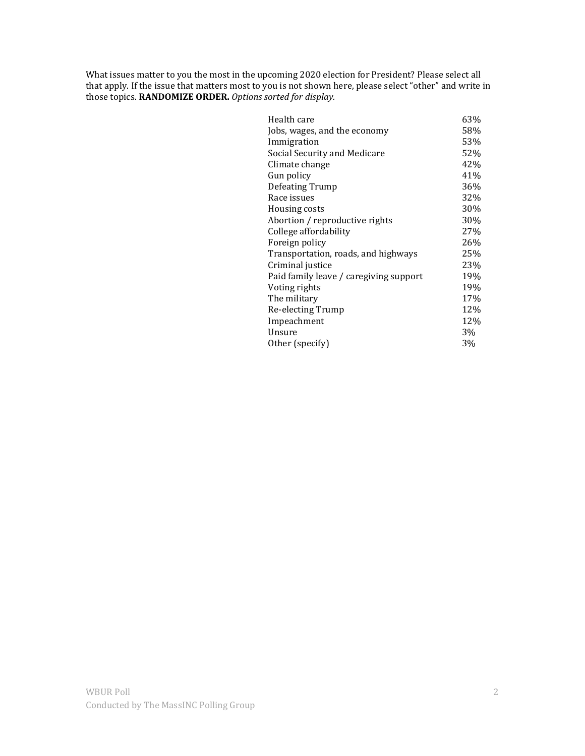What issues matter to you the most in the upcoming 2020 election for President? Please select all that apply. If the issue that matters most to you is not shown here, please select "other" and write in those topics. **RANDOMIZE ORDER.** *Options sorted for display.*

| | |
|---|---|
| Health care | 63% |
| Jobs, wages, and the economy | 58% |
| Immigration | 53% |
| Social Security and Medicare | 52% |
| Climate change | 42% |
| Gun policy | 41% |
| Defeating Trump | 36% |
| Race issues | 32% |
| Housing costs | 30% |
| Abortion / reproductive rights | 30% |
| College affordability | 27% |
| Foreign policy | 26% |
| Transportation, roads, and highways | 25% |
| Criminal justice | 23% |
| Paid family leave / caregiving support | 19% |
| Voting rights | 19% |
| The military | 17% |
| Re-electing Trump | 12% |
| Impeachment | 12% |
| Unsure | 3% |
| Other (specify) | 3% |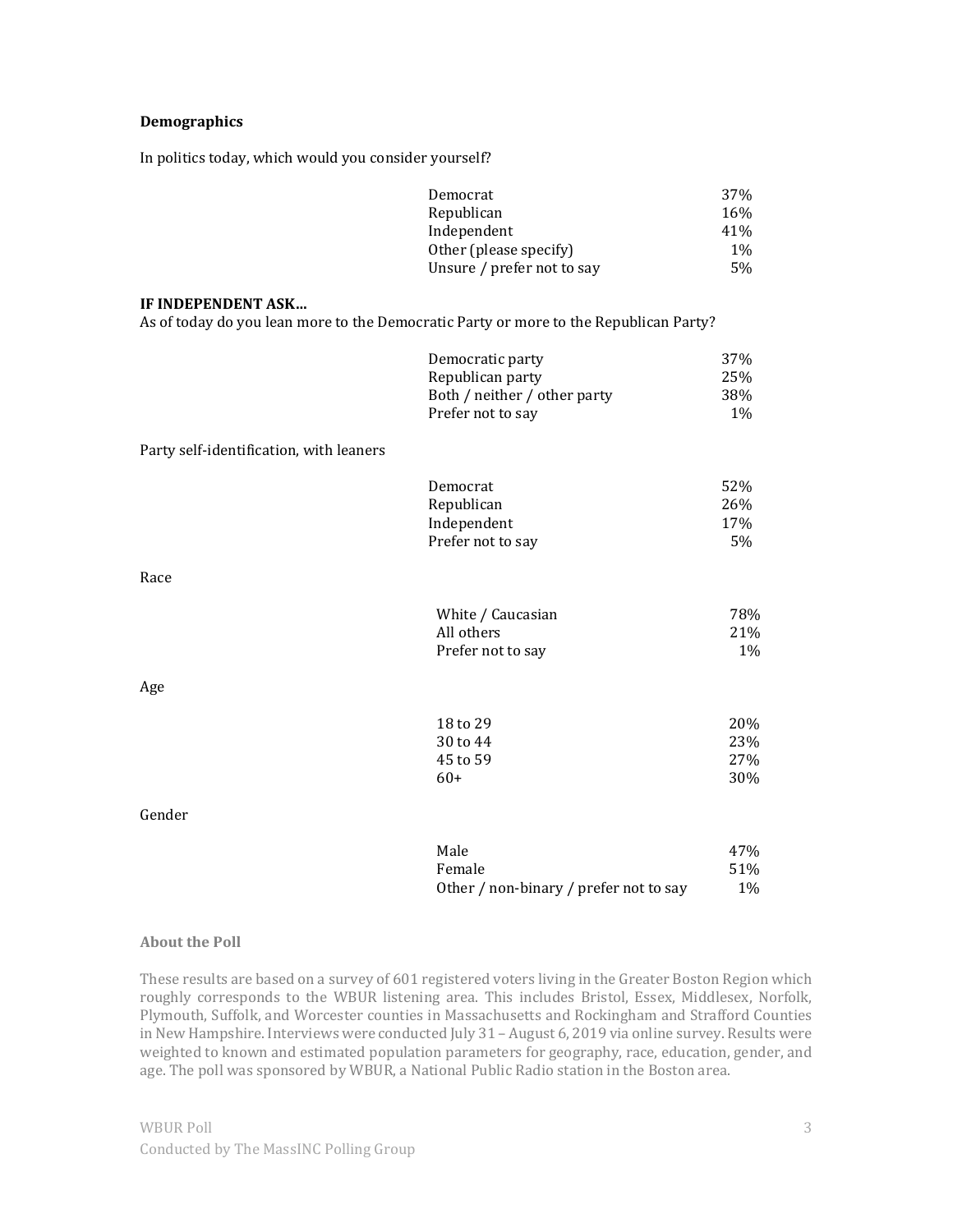**Demographics**

In politics today, which would you consider yourself?

| | |
|---|---|
| Democrat | 37% |
| Republican | 16% |
| Independent | 41% |
| Other (please specify) | 1% |
| Unsure / prefer not to say | 5% |

**IF INDEPENDENT ASK…**
As of today do you lean more to the Democratic Party or more to the Republican Party?

| | |
|---|---|
| Democratic party | 37% |
| Republican party | 25% |
| Both / neither / other party | 38% |
| Prefer not to say | 1% |

Party self-identification, with leaners

| | |
|---|---|
| Democrat | 52% |
| Republican | 26% |
| Independent | 17% |
| Prefer not to say | 5% |

Race

| | |
|---|---|
| White / Caucasian | 78% |
| All others | 21% |
| Prefer not to say | 1% |

Age

| | |
|---|---|
| 18 to 29 | 20% |
| 30 to 44 | 23% |
| 45 to 59 | 27% |
| 60+ | 30% |

Gender

| | |
|---|---|
| Male | 47% |
| Female | 51% |
| Other / non-binary / prefer not to say | 1% |

**About the Poll**

These results are based on a survey of 601 registered voters living in the Greater Boston Region which roughly corresponds to the WBUR listening area. This includes Bristol, Essex, Middlesex, Norfolk, Plymouth, Suffolk, and Worcester counties in Massachusetts and Rockingham and Strafford Counties in New Hampshire. Interviews were conducted July 31 – August 6, 2019 via online survey. Results were weighted to known and estimated population parameters for geography, race, education, gender, and age. The poll was sponsored by WBUR, a National Public Radio station in the Boston area.